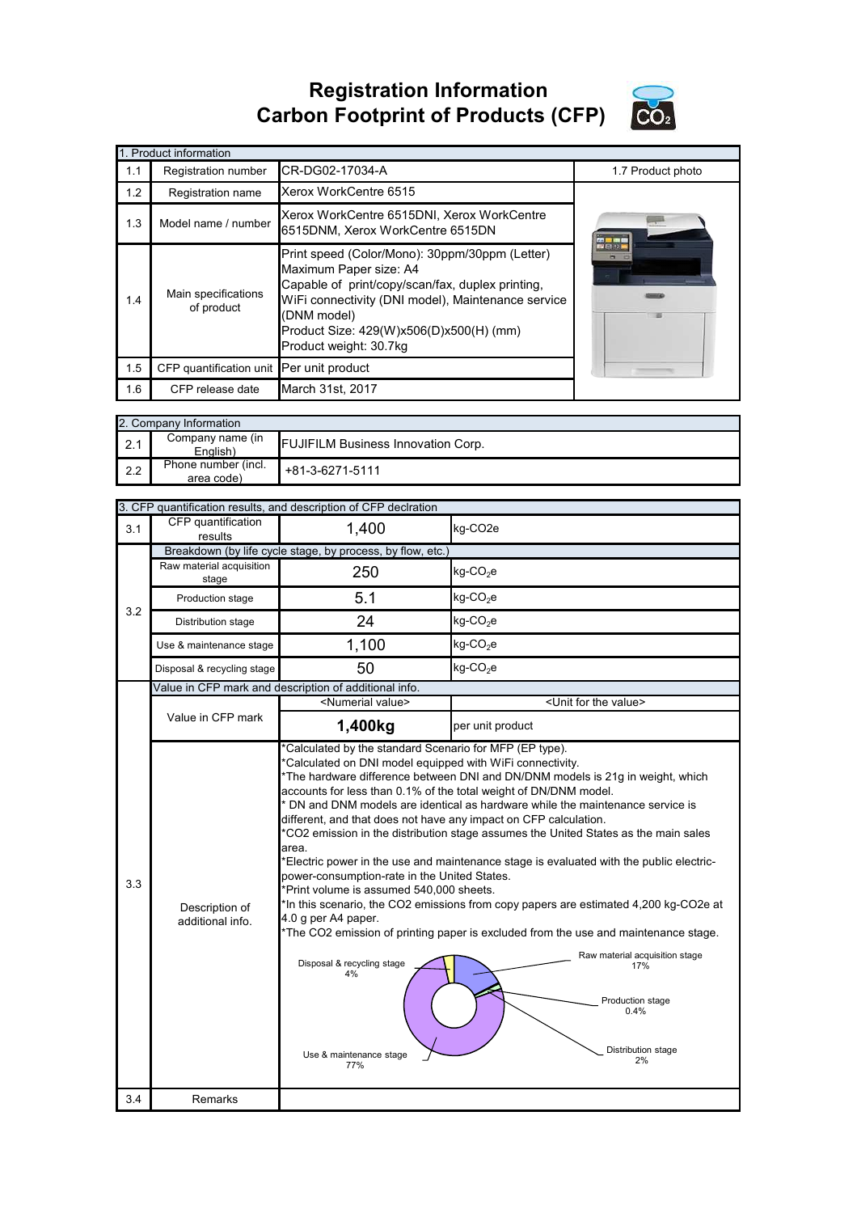# Registration Information
# Carbon Footprint of Products (CFP)

| 1. Product information | | | |
|---|---|---|---|
| 1.1 | Registration number | CR-DG02-17034-A | 1.7 Product photo |
| 1.2 | Registration name | Xerox WorkCentre 6515 | |
| 1.3 | Model name / number | Xerox WorkCentre 6515DNI, Xerox WorkCentre 6515DNM, Xerox WorkCentre 6515DN | |
| 1.4 | Main specifications of product | Print speed (Color/Mono): 30ppm/30ppm (Letter)<br>Maximum Paper size: A4<br>Capable of print/copy/scan/fax, duplex printing, WiFi connectivity (DNI model), Maintenance service (DNM model)<br>Product Size: 429(W)x506(D)x500(H) (mm)<br>Product weight: 30.7kg | |
| 1.5 | CFP quantification unit | Per unit product | |
| 1.6 | CFP release date | March 31st, 2017 | |

| 2. Company Information | | |
|---|---|---|
| 2.1 | Company name (in English) | FUJIFILM Business Innovation Corp. |
| 2.2 | Phone number (incl. area code) | +81-3-6271-5111 |

| 3. CFP quantification results, and description of CFP declration | | | |
|---|---|---|---|
| 3.1 | CFP quantification results | 1,400 | kg-CO2e |
| 3.2 | Breakdown (by life cycle stage, by process, by flow, etc.) | | |
| | Raw material acquisition stage | 250 | kg-$CO_2$e |
| | Production stage | 5.1 | kg-$CO_2$e |
| | Distribution stage | 24 | kg-$CO_2$e |
| | Use & maintenance stage | 1,100 | kg-$CO_2$e |
| | Disposal & recycling stage | 50 | kg-$CO_2$e |
| 3.3 | Value in CFP mark and description of additional info. | | |
| | Value in CFP mark | <Numerial value> | <Unit for the value> |
| | | **1,400kg** | per unit product |
| | Description of additional info. | *Calculated by the standard Scenario for MFP (EP type).<br>*Calculated on DNI model equipped with WiFi connectivity.<br>*The hardware difference between DNI and DN/DNM models is 21g in weight, which accounts for less than 0.1% of the total weight of DN/DNM model.<br>* DN and DNM models are identical as hardware while the maintenance service is different, and that does not have any impact on CFP calculation.<br>*CO2 emission in the distribution stage assumes the United States as the main sales area.<br>*Electric power in the use and maintenance stage is evaluated with the public electric-power-consumption-rate in the United States.<br>*Print volume is assumed 540,000 sheets.<br>*In this scenario, the CO2 emissions from copy papers are estimated 4,200 kg-CO2e at 4.0 g per A4 paper.<br>*The CO2 emission of printing paper is excluded from the use and maintenance stage.<br>Raw material acquisition stage 17%<br>Production stage 0.4%<br>Distribution stage 2%<br>Use & maintenance stage 77%<br>Disposal & recycling stage 4% | |
| 3.4 | Remarks | | |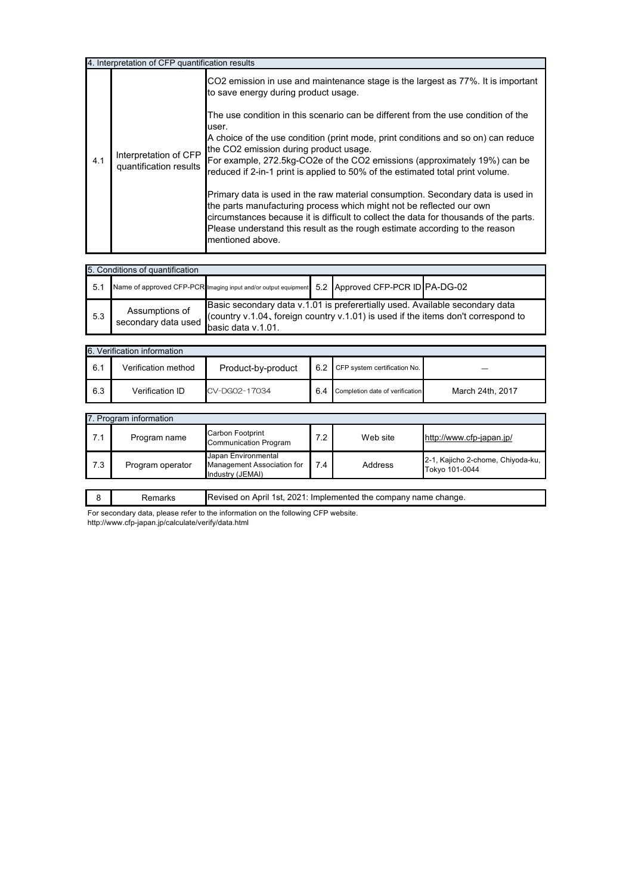| 4. Interpretation of CFP quantification results | | |
|---|---|---|
| 4.1 | Interpretation of CFP quantification results | $CO_2$ emission in use and maintenance stage is the largest as 77%. It is important to save energy during product usage.<br><br>The use condition in this scenario can be different from the use condition of the user.<br>A choice of the use condition (print mode, print conditions and so on) can reduce the $CO_2$ emission during product usage.<br>For example, 272.5kg-CO2e of the $CO_2$ emissions (approximately 19%) can be reduced if 2-in-1 print is applied to 50% of the estimated total print volume.<br><br>Primary data is used in the raw material consumption. Secondary data is used in the parts manufacturing process which might not be reflected our own circumstances because it is difficult to collect the data for thousands of the parts. Please understand this result as the rough estimate according to the reason mentioned above. |

| 5. Conditions of quantification | | | | | |
|---|---|---|---|---|---|
| 5.1 | Name of approved CFP-PCR | Imaging input and/or output equipment | 5.2 | Approved CFP-PCR ID | PA-DG-02 |
| 5.3 | Assumptions of secondary data used | Basic secondary data v.1.01 is preferertially used. Available secondary data (country v.1.04、foreign country v.1.01) is used if the items don't correspond to basic data v.1.01. | | | |

| 6. Verification information | | | | | |
|---|---|---|---|---|---|
| 6.1 | Verification method | Product-by-product | 6.2 | CFP system certification No. | — |
| 6.3 | Verification ID | CV-DG02-17034 | 6.4 | Completion date of verification | March 24th, 2017 |

| 7. Program information | | | | | |
|---|---|---|---|---|---|
| 7.1 | Program name | Carbon Footprint Communication Program | 7.2 | Web site | http://www.cfp-japan.jp/ |
| 7.3 | Program operator | Japan Environmental Management Association for Industry (JEMAI) | 7.4 | Address | 2-1, Kajicho 2-chome, Chiyoda-ku, Tokyo 101-0044 |

| | | |
|---|---|---|
| 8 | Remarks | Revised on April 1st, 2021: Implemented the company name change. |

For secondary data, please refer to the information on the following CFP website.
http://www.cfp-japan.jp/calculate/verify/data.html